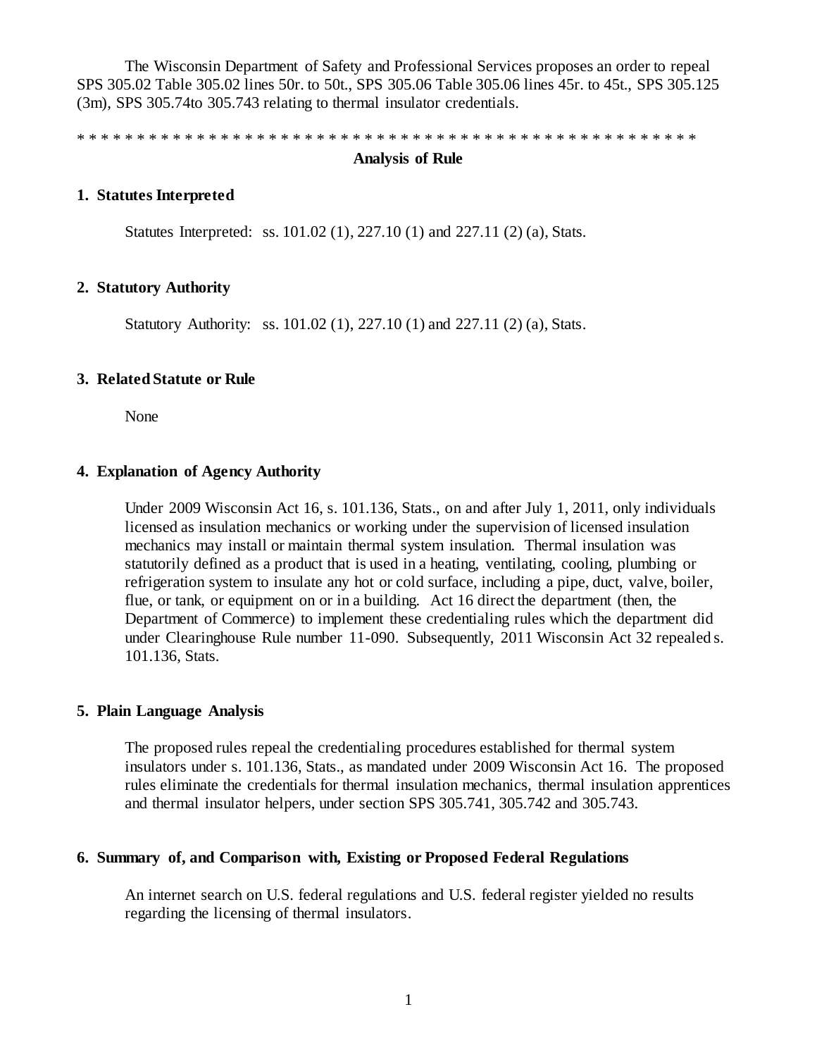The Wisconsin Department of Safety and Professional Services proposes an order to repeal SPS 305.02 Table 305.02 lines 50r. to 50t., SPS 305.06 Table 305.06 lines 45r. to 45t., SPS 305.125 (3m), SPS 305.74to 305.743 relating to thermal insulator credentials.

* * * * * * * * * * * * * * * * * * * * * * * * * * * * * * * * * * * * * * * * * * * * * * * * * * * *

**Analysis of Rule**

**1. Statutes Interpreted**

Statutes Interpreted: ss. 101.02 (1), 227.10 (1) and 227.11 (2) (a), Stats.

**2. Statutory Authority**

Statutory Authority: ss. 101.02 (1), 227.10 (1) and 227.11 (2) (a), Stats.

**3. Related Statute or Rule**

None

**4. Explanation of Agency Authority**

Under 2009 Wisconsin Act 16, s. 101.136, Stats., on and after July 1, 2011, only individuals licensed as insulation mechanics or working under the supervision of licensed insulation mechanics may install or maintain thermal system insulation. Thermal insulation was statutorily defined as a product that is used in a heating, ventilating, cooling, plumbing or refrigeration system to insulate any hot or cold surface, including a pipe, duct, valve, boiler, flue, or tank, or equipment on or in a building. Act 16 direct the department (then, the Department of Commerce) to implement these credentialing rules which the department did under Clearinghouse Rule number 11-090. Subsequently, 2011 Wisconsin Act 32 repealed s. 101.136, Stats.

**5. Plain Language Analysis**

The proposed rules repeal the credentialing procedures established for thermal system insulators under s. 101.136, Stats., as mandated under 2009 Wisconsin Act 16. The proposed rules eliminate the credentials for thermal insulation mechanics, thermal insulation apprentices and thermal insulator helpers, under section SPS 305.741, 305.742 and 305.743.

**6. Summary of, and Comparison with, Existing or Proposed Federal Regulations**

An internet search on U.S. federal regulations and U.S. federal register yielded no results regarding the licensing of thermal insulators.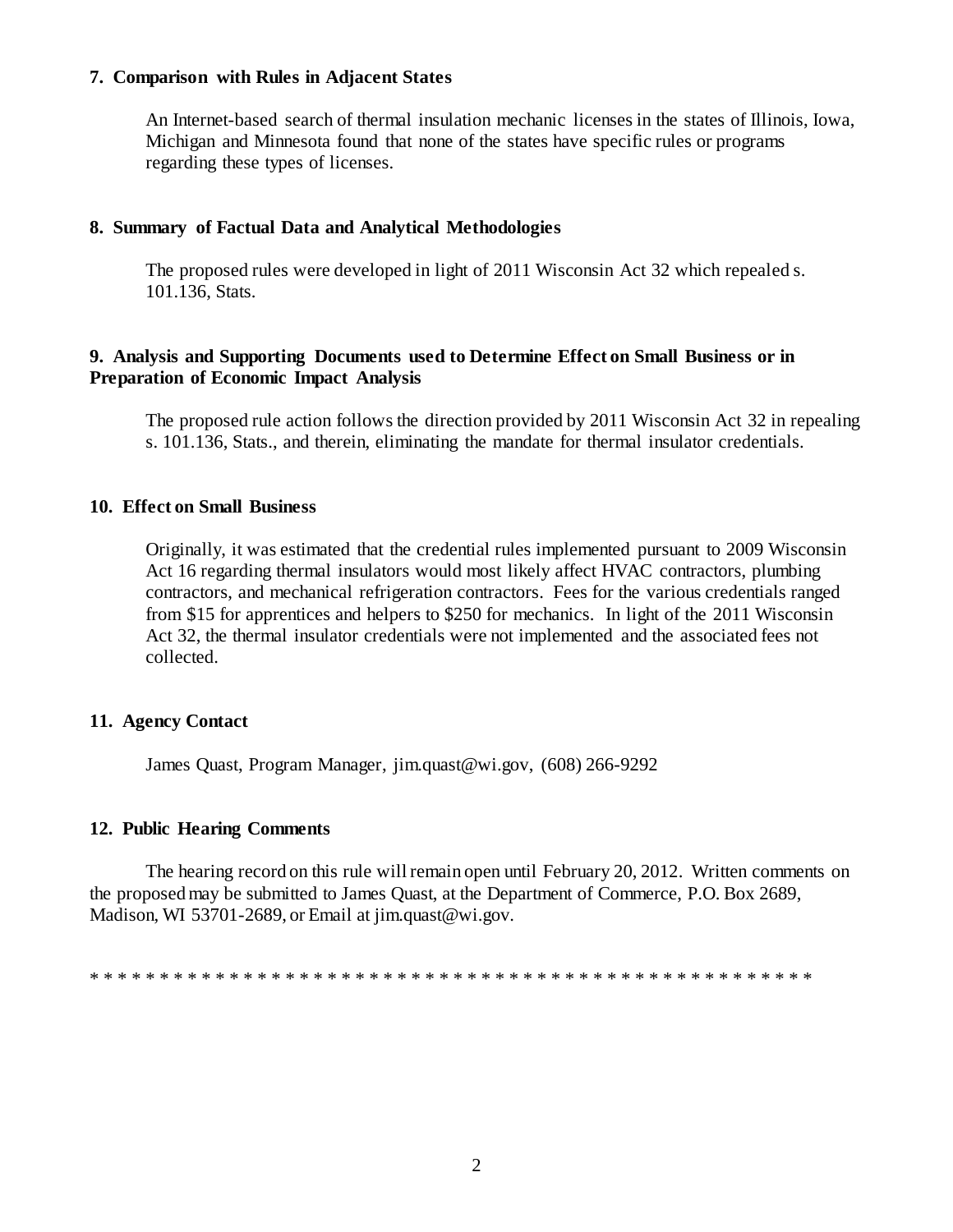**7. Comparison with Rules in Adjacent States**

An Internet-based search of thermal insulation mechanic licenses in the states of Illinois, Iowa, Michigan and Minnesota found that none of the states have specific rules or programs regarding these types of licenses.

**8. Summary of Factual Data and Analytical Methodologies**

The proposed rules were developed in light of 2011 Wisconsin Act 32 which repealed s. 101.136, Stats.

**9. Analysis and Supporting Documents used to Determine Effect on Small Business or in Preparation of Economic Impact Analysis**

The proposed rule action follows the direction provided by 2011 Wisconsin Act 32 in repealing s. 101.136, Stats., and therein, eliminating the mandate for thermal insulator credentials.

**10. Effect on Small Business**

Originally, it was estimated that the credential rules implemented pursuant to 2009 Wisconsin Act 16 regarding thermal insulators would most likely affect HVAC contractors, plumbing contractors, and mechanical refrigeration contractors. Fees for the various credentials ranged from $15 for apprentices and helpers to $250 for mechanics. In light of the 2011 Wisconsin Act 32, the thermal insulator credentials were not implemented and the associated fees not collected.

**11. Agency Contact**

James Quast, Program Manager, jim.quast@wi.gov, (608) 266-9292

**12. Public Hearing Comments**

The hearing record on this rule will remain open until February 20, 2012. Written comments on the proposed may be submitted to James Quast, at the Department of Commerce, P.O. Box 2689, Madison, WI 53701-2689, or Email at jim.quast@wi.gov.

* * * * * * * * * * * * * * * * * * * * * * * * * * * * * * * * * * * * * * * * * * * * * * * * * * *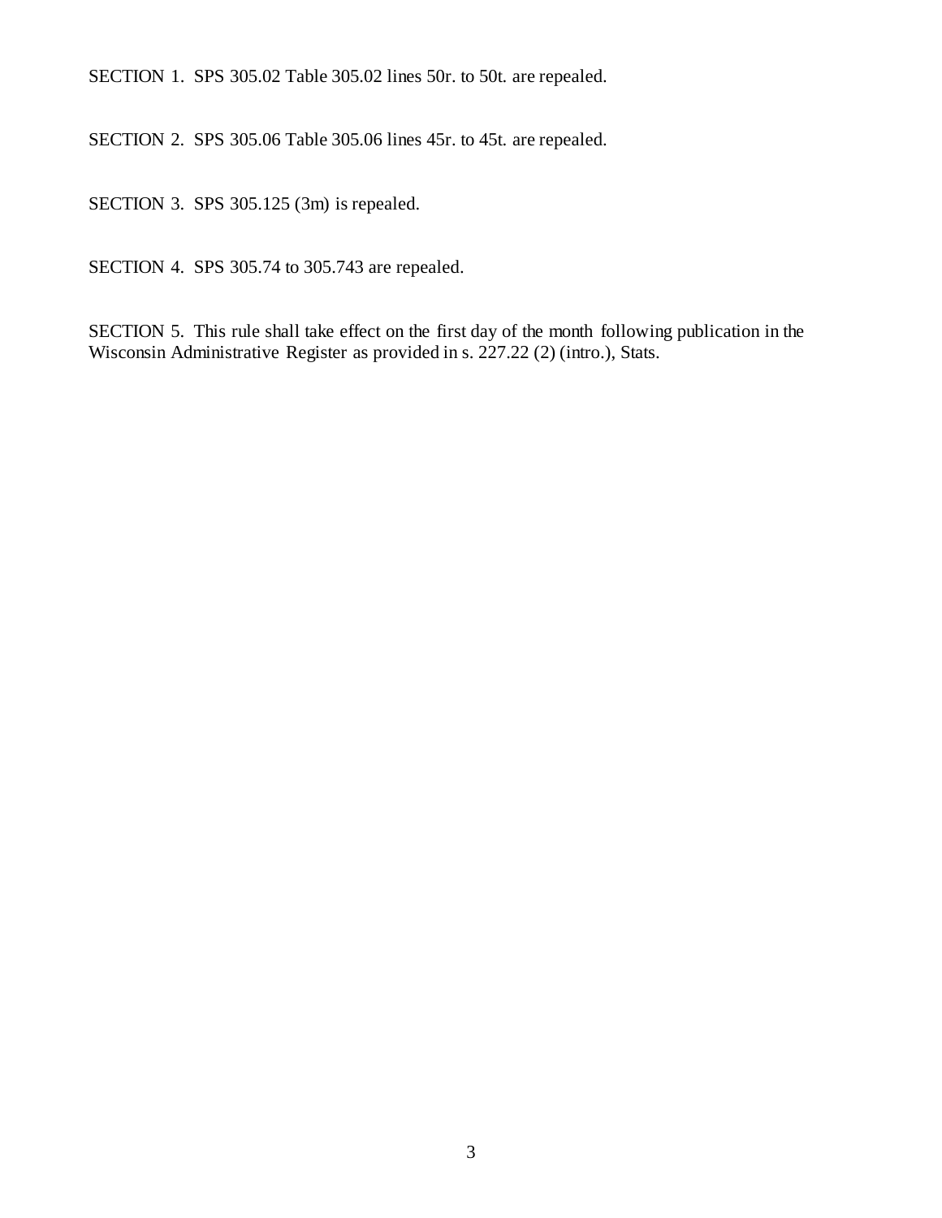SECTION 1. SPS 305.02 Table 305.02 lines 50r. to 50t. are repealed.

SECTION 2. SPS 305.06 Table 305.06 lines 45r. to 45t. are repealed.

SECTION 3. SPS 305.125 (3m) is repealed.

SECTION 4. SPS 305.74 to 305.743 are repealed.

SECTION 5. This rule shall take effect on the first day of the month following publication in the Wisconsin Administrative Register as provided in s. 227.22 (2) (intro.), Stats.